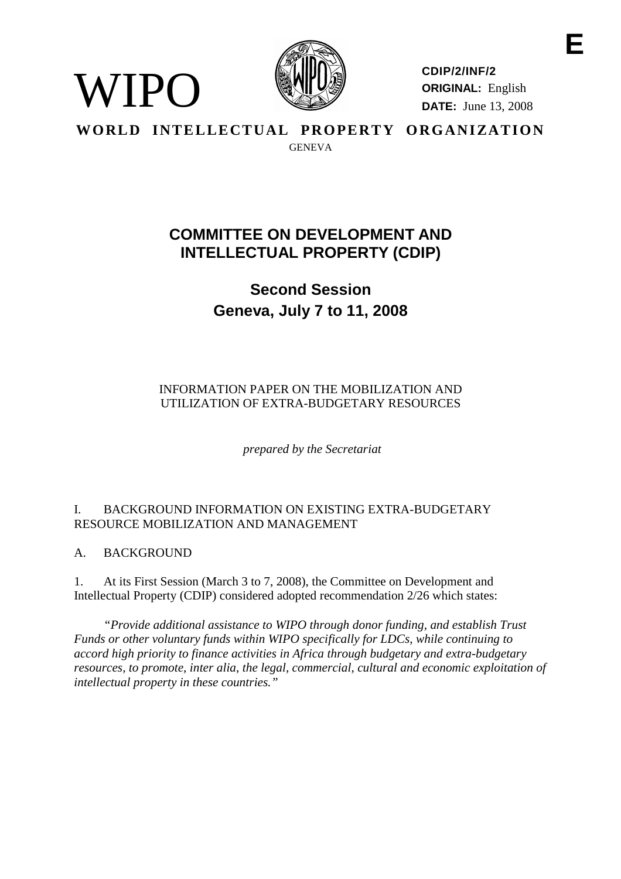E

WIPO

CDIP/2/INF/2
ORIGINAL: English
DATE: June 13, 2008

**WORLD INTELLECTUAL PROPERTY ORGANIZATION**
GENEVA

# COMMITTEE ON DEVELOPMENT AND INTELLECTUAL PROPERTY (CDIP)

## Second Session
## Geneva, July 7 to 11, 2008

INFORMATION PAPER ON THE MOBILIZATION AND UTILIZATION OF EXTRA-BUDGETARY RESOURCES

*prepared by the Secretariat*

I. BACKGROUND INFORMATION ON EXISTING EXTRA-BUDGETARY RESOURCE MOBILIZATION AND MANAGEMENT

A. BACKGROUND

1. At its First Session (March 3 to 7, 2008), the Committee on Development and Intellectual Property (CDIP) considered adopted recommendation 2/26 which states:

*"Provide additional assistance to WIPO through donor funding, and establish Trust Funds or other voluntary funds within WIPO specifically for LDCs, while continuing to accord high priority to finance activities in Africa through budgetary and extra-budgetary resources, to promote, inter alia, the legal, commercial, cultural and economic exploitation of intellectual property in these countries."*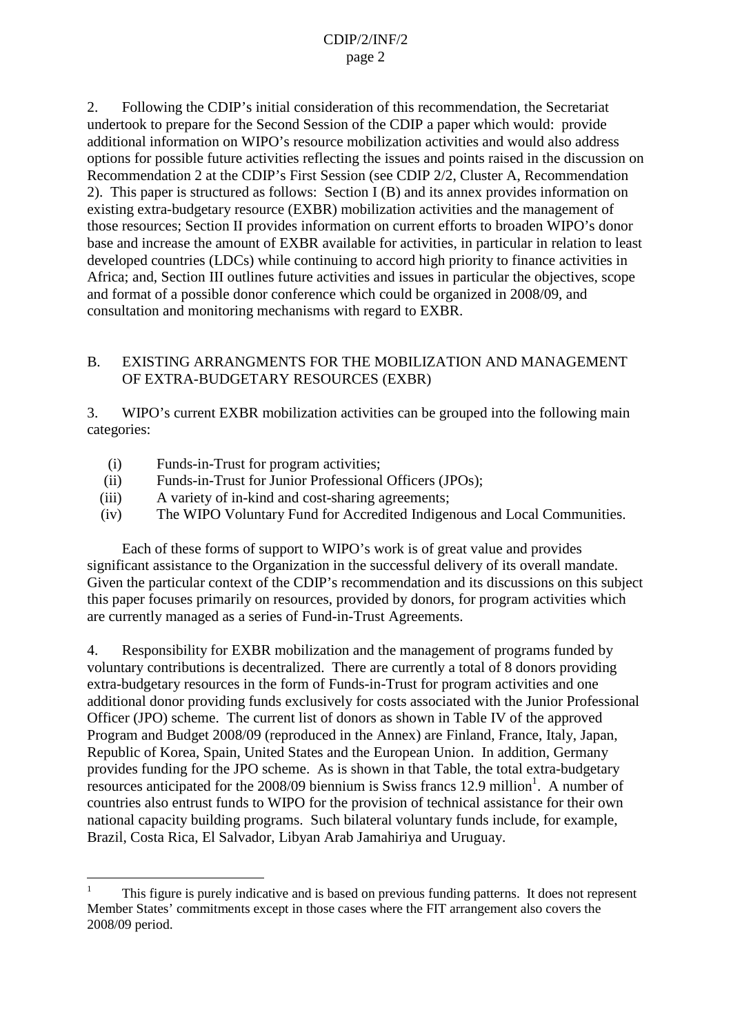2. Following the CDIP's initial consideration of this recommendation, the Secretariat undertook to prepare for the Second Session of the CDIP a paper which would: provide additional information on WIPO's resource mobilization activities and would also address options for possible future activities reflecting the issues and points raised in the discussion on Recommendation 2 at the CDIP's First Session (see CDIP 2/2, Cluster A, Recommendation 2). This paper is structured as follows: Section I (B) and its annex provides information on existing extra-budgetary resource (EXBR) mobilization activities and the management of those resources; Section II provides information on current efforts to broaden WIPO's donor base and increase the amount of EXBR available for activities, in particular in relation to least developed countries (LDCs) while continuing to accord high priority to finance activities in Africa; and, Section III outlines future activities and issues in particular the objectives, scope and format of a possible donor conference which could be organized in 2008/09, and consultation and monitoring mechanisms with regard to EXBR.

## B. EXISTING ARRANGMENTS FOR THE MOBILIZATION AND MANAGEMENT OF EXTRA-BUDGETARY RESOURCES (EXBR)

3. WIPO's current EXBR mobilization activities can be grouped into the following main categories:

(i) Funds-in-Trust for program activities;
(ii) Funds-in-Trust for Junior Professional Officers (JPOs);
(iii) A variety of in-kind and cost-sharing agreements;
(iv) The WIPO Voluntary Fund for Accredited Indigenous and Local Communities.

Each of these forms of support to WIPO's work is of great value and provides significant assistance to the Organization in the successful delivery of its overall mandate. Given the particular context of the CDIP's recommendation and its discussions on this subject this paper focuses primarily on resources, provided by donors, for program activities which are currently managed as a series of Fund-in-Trust Agreements.

4. Responsibility for EXBR mobilization and the management of programs funded by voluntary contributions is decentralized. There are currently a total of 8 donors providing extra-budgetary resources in the form of Funds-in-Trust for program activities and one additional donor providing funds exclusively for costs associated with the Junior Professional Officer (JPO) scheme. The current list of donors as shown in Table IV of the approved Program and Budget 2008/09 (reproduced in the Annex) are Finland, France, Italy, Japan, Republic of Korea, Spain, United States and the European Union. In addition, Germany provides funding for the JPO scheme. As is shown in that Table, the total extra-budgetary resources anticipated for the 2008/09 biennium is Swiss francs 12.9 million[1]. A number of countries also entrust funds to WIPO for the provision of technical assistance for their own national capacity building programs. Such bilateral voluntary funds include, for example, Brazil, Costa Rica, El Salvador, Libyan Arab Jamahiriya and Uruguay.

---

[1] This figure is purely indicative and is based on previous funding patterns. It does not represent Member States' commitments except in those cases where the FIT arrangement also covers the 2008/09 period.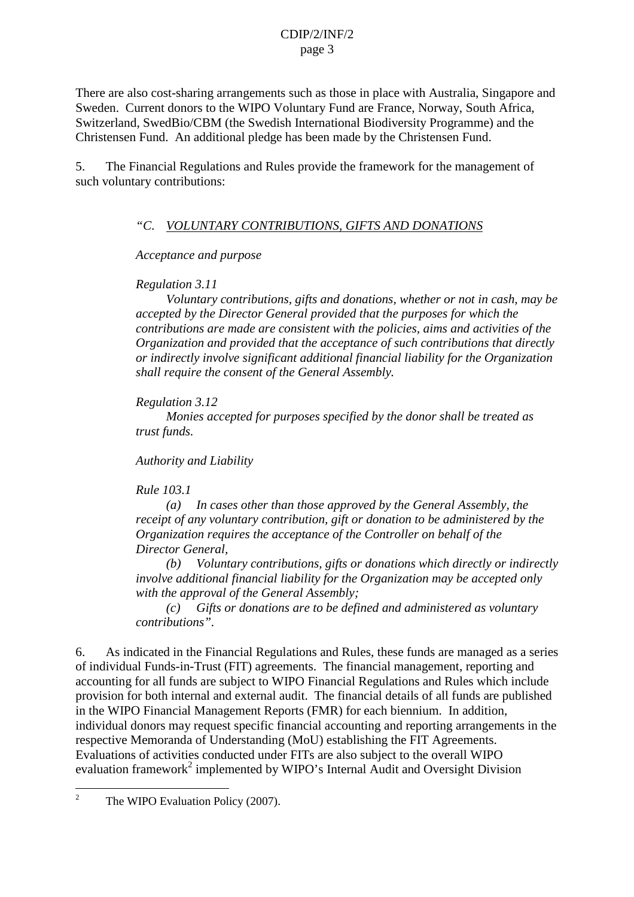There are also cost-sharing arrangements such as those in place with Australia, Singapore and Sweden. Current donors to the WIPO Voluntary Fund are France, Norway, South Africa, Switzerland, SwedBio/CBM (the Swedish International Biodiversity Programme) and the Christensen Fund. An additional pledge has been made by the Christensen Fund.

5. The Financial Regulations and Rules provide the framework for the management of such voluntary contributions:

> *"C. <u>VOLUNTARY CONTRIBUTIONS, GIFTS AND DONATIONS</u>*
>
> *Acceptance and purpose*
>
> *Regulation 3.11*
>
> *Voluntary contributions, gifts and donations, whether or not in cash, may be accepted by the Director General provided that the purposes for which the contributions are made are consistent with the policies, aims and activities of the Organization and provided that the acceptance of such contributions that directly or indirectly involve significant additional financial liability for the Organization shall require the consent of the General Assembly.*
>
> *Regulation 3.12*
>
> *Monies accepted for purposes specified by the donor shall be treated as trust funds.*
>
> *Authority and Liability*
>
> *Rule 103.1*
>
> *(a) In cases other than those approved by the General Assembly, the receipt of any voluntary contribution, gift or donation to be administered by the Organization requires the acceptance of the Controller on behalf of the Director General,*
>
> *(b) Voluntary contributions, gifts or donations which directly or indirectly involve additional financial liability for the Organization may be accepted only with the approval of the General Assembly;*
>
> *(c) Gifts or donations are to be defined and administered as voluntary contributions".*

6. As indicated in the Financial Regulations and Rules, these funds are managed as a series of individual Funds-in-Trust (FIT) agreements. The financial management, reporting and accounting for all funds are subject to WIPO Financial Regulations and Rules which include provision for both internal and external audit. The financial details of all funds are published in the WIPO Financial Management Reports (FMR) for each biennium. In addition, individual donors may request specific financial accounting and reporting arrangements in the respective Memoranda of Understanding (MoU) establishing the FIT Agreements. Evaluations of activities conducted under FITs are also subject to the overall WIPO evaluation framework[2] implemented by WIPO's Internal Audit and Oversight Division

---

[2] The WIPO Evaluation Policy (2007).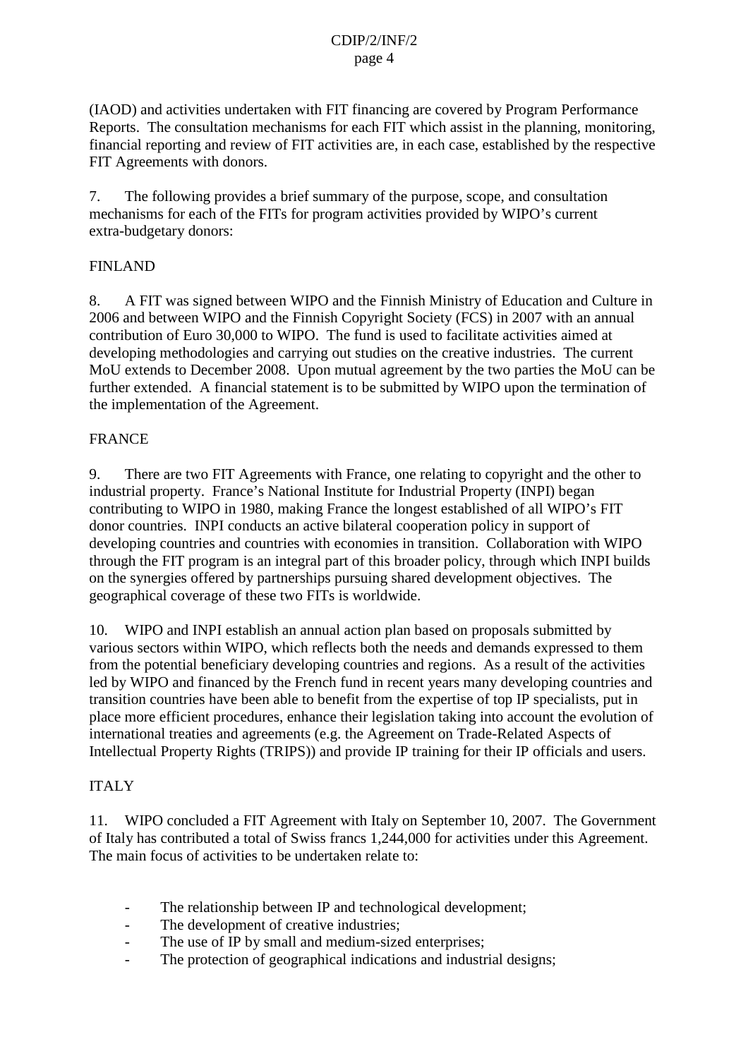(IAOD) and activities undertaken with FIT financing are covered by Program Performance Reports. The consultation mechanisms for each FIT which assist in the planning, monitoring, financial reporting and review of FIT activities are, in each case, established by the respective FIT Agreements with donors.

7. The following provides a brief summary of the purpose, scope, and consultation mechanisms for each of the FITs for program activities provided by WIPO's current extra-budgetary donors:

FINLAND

8. A FIT was signed between WIPO and the Finnish Ministry of Education and Culture in 2006 and between WIPO and the Finnish Copyright Society (FCS) in 2007 with an annual contribution of Euro 30,000 to WIPO. The fund is used to facilitate activities aimed at developing methodologies and carrying out studies on the creative industries. The current MoU extends to December 2008. Upon mutual agreement by the two parties the MoU can be further extended. A financial statement is to be submitted by WIPO upon the termination of the implementation of the Agreement.

FRANCE

9. There are two FIT Agreements with France, one relating to copyright and the other to industrial property. France's National Institute for Industrial Property (INPI) began contributing to WIPO in 1980, making France the longest established of all WIPO's FIT donor countries. INPI conducts an active bilateral cooperation policy in support of developing countries and countries with economies in transition. Collaboration with WIPO through the FIT program is an integral part of this broader policy, through which INPI builds on the synergies offered by partnerships pursuing shared development objectives. The geographical coverage of these two FITs is worldwide.

10. WIPO and INPI establish an annual action plan based on proposals submitted by various sectors within WIPO, which reflects both the needs and demands expressed to them from the potential beneficiary developing countries and regions. As a result of the activities led by WIPO and financed by the French fund in recent years many developing countries and transition countries have been able to benefit from the expertise of top IP specialists, put in place more efficient procedures, enhance their legislation taking into account the evolution of international treaties and agreements (e.g. the Agreement on Trade-Related Aspects of Intellectual Property Rights (TRIPS)) and provide IP training for their IP officials and users.

ITALY

11. WIPO concluded a FIT Agreement with Italy on September 10, 2007. The Government of Italy has contributed a total of Swiss francs 1,244,000 for activities under this Agreement. The main focus of activities to be undertaken relate to:

- The relationship between IP and technological development;
- The development of creative industries;
- The use of IP by small and medium-sized enterprises;
- The protection of geographical indications and industrial designs;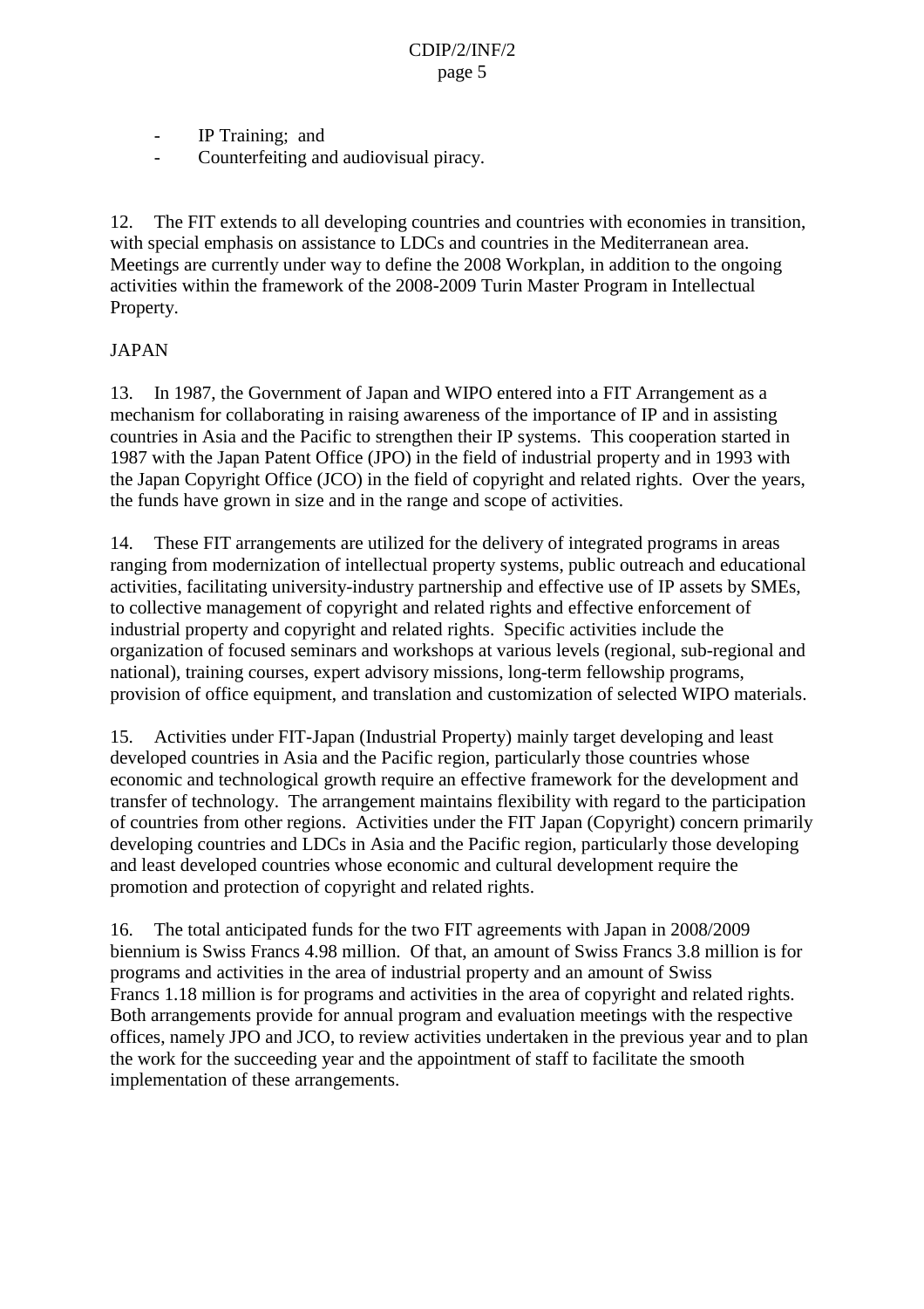- IP Training; and
- Counterfeiting and audiovisual piracy.

12. The FIT extends to all developing countries and countries with economies in transition, with special emphasis on assistance to LDCs and countries in the Mediterranean area. Meetings are currently under way to define the 2008 Workplan, in addition to the ongoing activities within the framework of the 2008-2009 Turin Master Program in Intellectual Property.

JAPAN

13. In 1987, the Government of Japan and WIPO entered into a FIT Arrangement as a mechanism for collaborating in raising awareness of the importance of IP and in assisting countries in Asia and the Pacific to strengthen their IP systems. This cooperation started in 1987 with the Japan Patent Office (JPO) in the field of industrial property and in 1993 with the Japan Copyright Office (JCO) in the field of copyright and related rights. Over the years, the funds have grown in size and in the range and scope of activities.

14. These FIT arrangements are utilized for the delivery of integrated programs in areas ranging from modernization of intellectual property systems, public outreach and educational activities, facilitating university-industry partnership and effective use of IP assets by SMEs, to collective management of copyright and related rights and effective enforcement of industrial property and copyright and related rights. Specific activities include the organization of focused seminars and workshops at various levels (regional, sub-regional and national), training courses, expert advisory missions, long-term fellowship programs, provision of office equipment, and translation and customization of selected WIPO materials.

15. Activities under FIT-Japan (Industrial Property) mainly target developing and least developed countries in Asia and the Pacific region, particularly those countries whose economic and technological growth require an effective framework for the development and transfer of technology. The arrangement maintains flexibility with regard to the participation of countries from other regions. Activities under the FIT Japan (Copyright) concern primarily developing countries and LDCs in Asia and the Pacific region, particularly those developing and least developed countries whose economic and cultural development require the promotion and protection of copyright and related rights.

16. The total anticipated funds for the two FIT agreements with Japan in 2008/2009 biennium is Swiss Francs 4.98 million. Of that, an amount of Swiss Francs 3.8 million is for programs and activities in the area of industrial property and an amount of Swiss Francs 1.18 million is for programs and activities in the area of copyright and related rights. Both arrangements provide for annual program and evaluation meetings with the respective offices, namely JPO and JCO, to review activities undertaken in the previous year and to plan the work for the succeeding year and the appointment of staff to facilitate the smooth implementation of these arrangements.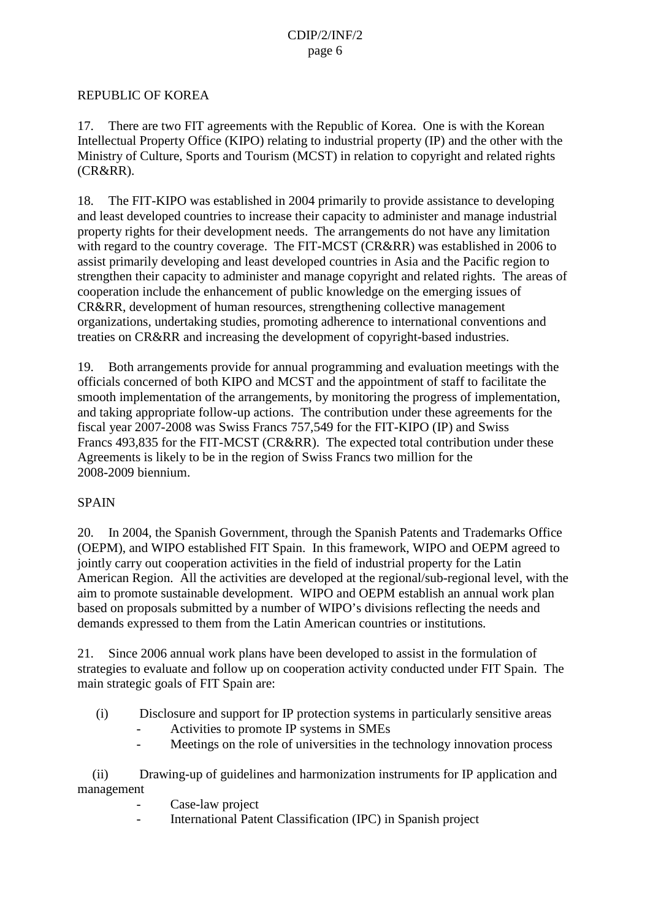REPUBLIC OF KOREA

17. There are two FIT agreements with the Republic of Korea. One is with the Korean Intellectual Property Office (KIPO) relating to industrial property (IP) and the other with the Ministry of Culture, Sports and Tourism (MCST) in relation to copyright and related rights (CR&RR).

18. The FIT-KIPO was established in 2004 primarily to provide assistance to developing and least developed countries to increase their capacity to administer and manage industrial property rights for their development needs. The arrangements do not have any limitation with regard to the country coverage. The FIT-MCST (CR&RR) was established in 2006 to assist primarily developing and least developed countries in Asia and the Pacific region to strengthen their capacity to administer and manage copyright and related rights. The areas of cooperation include the enhancement of public knowledge on the emerging issues of CR&RR, development of human resources, strengthening collective management organizations, undertaking studies, promoting adherence to international conventions and treaties on CR&RR and increasing the development of copyright-based industries.

19. Both arrangements provide for annual programming and evaluation meetings with the officials concerned of both KIPO and MCST and the appointment of staff to facilitate the smooth implementation of the arrangements, by monitoring the progress of implementation, and taking appropriate follow-up actions. The contribution under these agreements for the fiscal year 2007-2008 was Swiss Francs 757,549 for the FIT-KIPO (IP) and Swiss Francs 493,835 for the FIT-MCST (CR&RR). The expected total contribution under these Agreements is likely to be in the region of Swiss Francs two million for the 2008-2009 biennium.

SPAIN

20. In 2004, the Spanish Government, through the Spanish Patents and Trademarks Office (OEPM), and WIPO established FIT Spain. In this framework, WIPO and OEPM agreed to jointly carry out cooperation activities in the field of industrial property for the Latin American Region. All the activities are developed at the regional/sub-regional level, with the aim to promote sustainable development. WIPO and OEPM establish an annual work plan based on proposals submitted by a number of WIPO's divisions reflecting the needs and demands expressed to them from the Latin American countries or institutions.

21. Since 2006 annual work plans have been developed to assist in the formulation of strategies to evaluate and follow up on cooperation activity conducted under FIT Spain. The main strategic goals of FIT Spain are:

(i) Disclosure and support for IP protection systems in particularly sensitive areas
- Activities to promote IP systems in SMEs
- Meetings on the role of universities in the technology innovation process

(ii) Drawing-up of guidelines and harmonization instruments for IP application and management
- Case-law project
- International Patent Classification (IPC) in Spanish project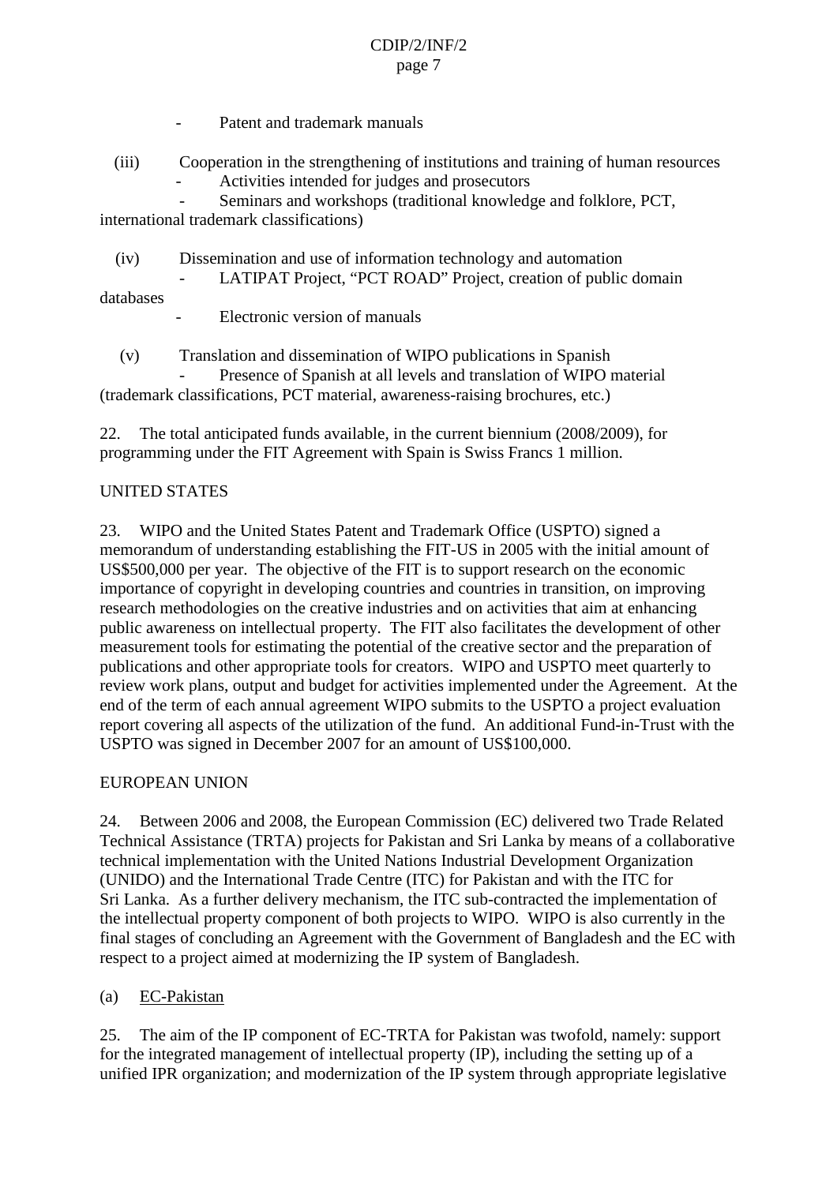- Patent and trademark manuals

(iii) Cooperation in the strengthening of institutions and training of human resources
- Activities intended for judges and prosecutors
- Seminars and workshops (traditional knowledge and folklore, PCT, international trademark classifications)

(iv) Dissemination and use of information technology and automation
- LATIPAT Project, “PCT ROAD” Project, creation of public domain databases
- Electronic version of manuals

(v) Translation and dissemination of WIPO publications in Spanish
- Presence of Spanish at all levels and translation of WIPO material (trademark classifications, PCT material, awareness-raising brochures, etc.)

22. The total anticipated funds available, in the current biennium (2008/2009), for programming under the FIT Agreement with Spain is Swiss Francs 1 million.

UNITED STATES

23. WIPO and the United States Patent and Trademark Office (USPTO) signed a memorandum of understanding establishing the FIT-US in 2005 with the initial amount of US$500,000 per year. The objective of the FIT is to support research on the economic importance of copyright in developing countries and countries in transition, on improving research methodologies on the creative industries and on activities that aim at enhancing public awareness on intellectual property. The FIT also facilitates the development of other measurement tools for estimating the potential of the creative sector and the preparation of publications and other appropriate tools for creators. WIPO and USPTO meet quarterly to review work plans, output and budget for activities implemented under the Agreement. At the end of the term of each annual agreement WIPO submits to the USPTO a project evaluation report covering all aspects of the utilization of the fund. An additional Fund-in-Trust with the USPTO was signed in December 2007 for an amount of US$100,000.

EUROPEAN UNION

24. Between 2006 and 2008, the European Commission (EC) delivered two Trade Related Technical Assistance (TRTA) projects for Pakistan and Sri Lanka by means of a collaborative technical implementation with the United Nations Industrial Development Organization (UNIDO) and the International Trade Centre (ITC) for Pakistan and with the ITC for Sri Lanka. As a further delivery mechanism, the ITC sub-contracted the implementation of the intellectual property component of both projects to WIPO. WIPO is also currently in the final stages of concluding an Agreement with the Government of Bangladesh and the EC with respect to a project aimed at modernizing the IP system of Bangladesh.

(a) EC-Pakistan

25. The aim of the IP component of EC-TRTA for Pakistan was twofold, namely: support for the integrated management of intellectual property (IP), including the setting up of a unified IPR organization; and modernization of the IP system through appropriate legislative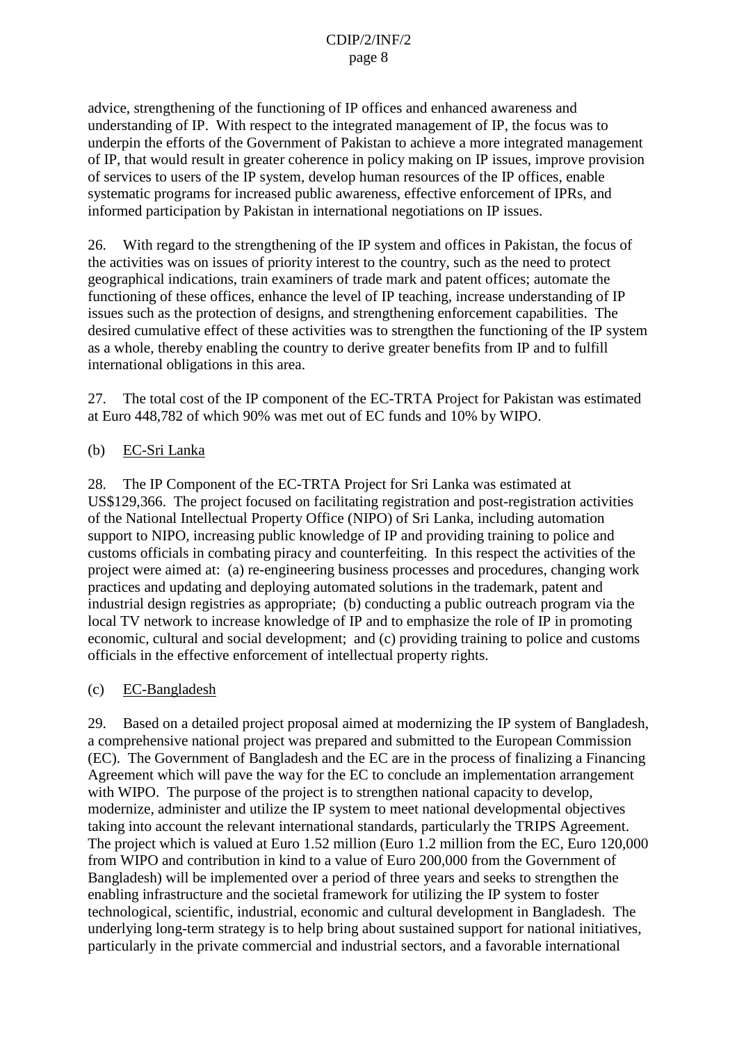advice, strengthening of the functioning of IP offices and enhanced awareness and understanding of IP. With respect to the integrated management of IP, the focus was to underpin the efforts of the Government of Pakistan to achieve a more integrated management of IP, that would result in greater coherence in policy making on IP issues, improve provision of services to users of the IP system, develop human resources of the IP offices, enable systematic programs for increased public awareness, effective enforcement of IPRs, and informed participation by Pakistan in international negotiations on IP issues.

26. With regard to the strengthening of the IP system and offices in Pakistan, the focus of the activities was on issues of priority interest to the country, such as the need to protect geographical indications, train examiners of trade mark and patent offices; automate the functioning of these offices, enhance the level of IP teaching, increase understanding of IP issues such as the protection of designs, and strengthening enforcement capabilities. The desired cumulative effect of these activities was to strengthen the functioning of the IP system as a whole, thereby enabling the country to derive greater benefits from IP and to fulfill international obligations in this area.

27. The total cost of the IP component of the EC-TRTA Project for Pakistan was estimated at Euro 448,782 of which 90% was met out of EC funds and 10% by WIPO.

(b) EC-Sri Lanka

28. The IP Component of the EC-TRTA Project for Sri Lanka was estimated at US$129,366. The project focused on facilitating registration and post-registration activities of the National Intellectual Property Office (NIPO) of Sri Lanka, including automation support to NIPO, increasing public knowledge of IP and providing training to police and customs officials in combating piracy and counterfeiting. In this respect the activities of the project were aimed at: (a) re-engineering business processes and procedures, changing work practices and updating and deploying automated solutions in the trademark, patent and industrial design registries as appropriate; (b) conducting a public outreach program via the local TV network to increase knowledge of IP and to emphasize the role of IP in promoting economic, cultural and social development; and (c) providing training to police and customs officials in the effective enforcement of intellectual property rights.

(c) EC-Bangladesh

29. Based on a detailed project proposal aimed at modernizing the IP system of Bangladesh, a comprehensive national project was prepared and submitted to the European Commission (EC). The Government of Bangladesh and the EC are in the process of finalizing a Financing Agreement which will pave the way for the EC to conclude an implementation arrangement with WIPO. The purpose of the project is to strengthen national capacity to develop, modernize, administer and utilize the IP system to meet national developmental objectives taking into account the relevant international standards, particularly the TRIPS Agreement. The project which is valued at Euro 1.52 million (Euro 1.2 million from the EC, Euro 120,000 from WIPO and contribution in kind to a value of Euro 200,000 from the Government of Bangladesh) will be implemented over a period of three years and seeks to strengthen the enabling infrastructure and the societal framework for utilizing the IP system to foster technological, scientific, industrial, economic and cultural development in Bangladesh. The underlying long-term strategy is to help bring about sustained support for national initiatives, particularly in the private commercial and industrial sectors, and a favorable international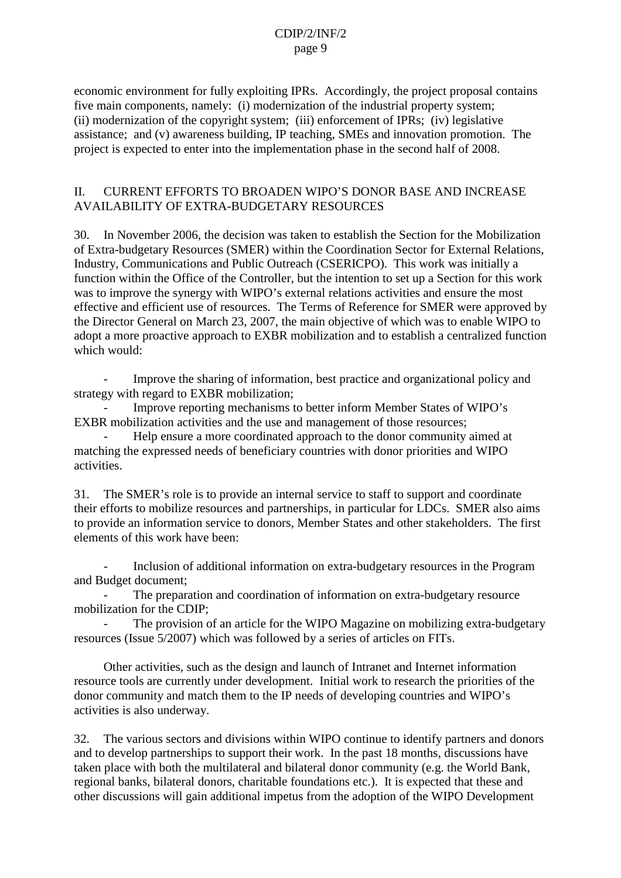economic environment for fully exploiting IPRs. Accordingly, the project proposal contains five main components, namely: (i) modernization of the industrial property system; (ii) modernization of the copyright system; (iii) enforcement of IPRs; (iv) legislative assistance; and (v) awareness building, IP teaching, SMEs and innovation promotion. The project is expected to enter into the implementation phase in the second half of 2008.

## II. CURRENT EFFORTS TO BROADEN WIPO'S DONOR BASE AND INCREASE AVAILABILITY OF EXTRA-BUDGETARY RESOURCES

30. In November 2006, the decision was taken to establish the Section for the Mobilization of Extra-budgetary Resources (SMER) within the Coordination Sector for External Relations, Industry, Communications and Public Outreach (CSERICPO). This work was initially a function within the Office of the Controller, but the intention to set up a Section for this work was to improve the synergy with WIPO's external relations activities and ensure the most effective and efficient use of resources. The Terms of Reference for SMER were approved by the Director General on March 23, 2007, the main objective of which was to enable WIPO to adopt a more proactive approach to EXBR mobilization and to establish a centralized function which would:

- Improve the sharing of information, best practice and organizational policy and strategy with regard to EXBR mobilization;
- Improve reporting mechanisms to better inform Member States of WIPO's EXBR mobilization activities and the use and management of those resources;
- Help ensure a more coordinated approach to the donor community aimed at matching the expressed needs of beneficiary countries with donor priorities and WIPO activities.

31. The SMER's role is to provide an internal service to staff to support and coordinate their efforts to mobilize resources and partnerships, in particular for LDCs. SMER also aims to provide an information service to donors, Member States and other stakeholders. The first elements of this work have been:

- Inclusion of additional information on extra-budgetary resources in the Program and Budget document;
- The preparation and coordination of information on extra-budgetary resource mobilization for the CDIP;
- The provision of an article for the WIPO Magazine on mobilizing extra-budgetary resources (Issue 5/2007) which was followed by a series of articles on FITs.

Other activities, such as the design and launch of Intranet and Internet information resource tools are currently under development. Initial work to research the priorities of the donor community and match them to the IP needs of developing countries and WIPO's activities is also underway.

32. The various sectors and divisions within WIPO continue to identify partners and donors and to develop partnerships to support their work. In the past 18 months, discussions have taken place with both the multilateral and bilateral donor community (e.g. the World Bank, regional banks, bilateral donors, charitable foundations etc.). It is expected that these and other discussions will gain additional impetus from the adoption of the WIPO Development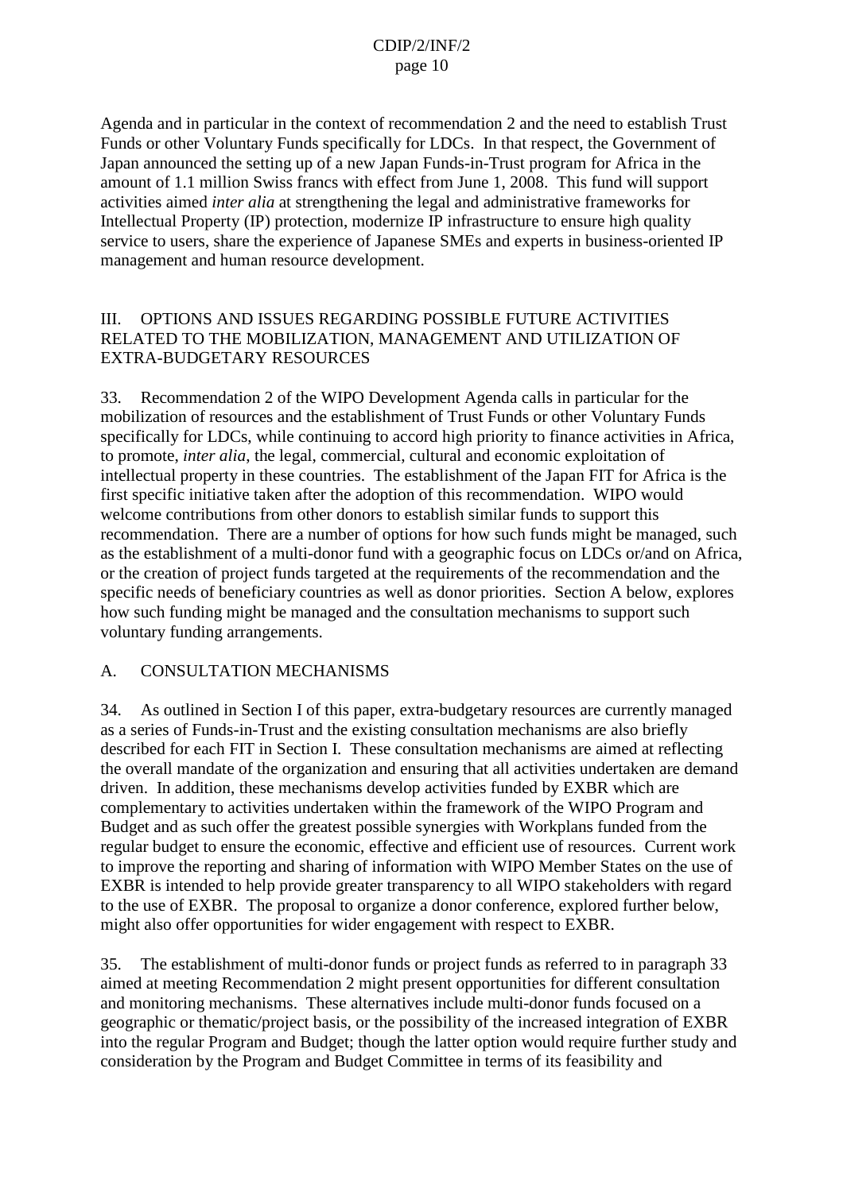Agenda and in particular in the context of recommendation 2 and the need to establish Trust Funds or other Voluntary Funds specifically for LDCs. In that respect, the Government of Japan announced the setting up of a new Japan Funds-in-Trust program for Africa in the amount of 1.1 million Swiss francs with effect from June 1, 2008. This fund will support activities aimed *inter alia* at strengthening the legal and administrative frameworks for Intellectual Property (IP) protection, modernize IP infrastructure to ensure high quality service to users, share the experience of Japanese SMEs and experts in business-oriented IP management and human resource development.

## III. OPTIONS AND ISSUES REGARDING POSSIBLE FUTURE ACTIVITIES RELATED TO THE MOBILIZATION, MANAGEMENT AND UTILIZATION OF EXTRA-BUDGETARY RESOURCES

33. Recommendation 2 of the WIPO Development Agenda calls in particular for the mobilization of resources and the establishment of Trust Funds or other Voluntary Funds specifically for LDCs, while continuing to accord high priority to finance activities in Africa, to promote, *inter alia*, the legal, commercial, cultural and economic exploitation of intellectual property in these countries. The establishment of the Japan FIT for Africa is the first specific initiative taken after the adoption of this recommendation. WIPO would welcome contributions from other donors to establish similar funds to support this recommendation. There are a number of options for how such funds might be managed, such as the establishment of a multi-donor fund with a geographic focus on LDCs or/and on Africa, or the creation of project funds targeted at the requirements of the recommendation and the specific needs of beneficiary countries as well as donor priorities. Section A below, explores how such funding might be managed and the consultation mechanisms to support such voluntary funding arrangements.

### A. CONSULTATION MECHANISMS

34. As outlined in Section I of this paper, extra-budgetary resources are currently managed as a series of Funds-in-Trust and the existing consultation mechanisms are also briefly described for each FIT in Section I. These consultation mechanisms are aimed at reflecting the overall mandate of the organization and ensuring that all activities undertaken are demand driven. In addition, these mechanisms develop activities funded by EXBR which are complementary to activities undertaken within the framework of the WIPO Program and Budget and as such offer the greatest possible synergies with Workplans funded from the regular budget to ensure the economic, effective and efficient use of resources. Current work to improve the reporting and sharing of information with WIPO Member States on the use of EXBR is intended to help provide greater transparency to all WIPO stakeholders with regard to the use of EXBR. The proposal to organize a donor conference, explored further below, might also offer opportunities for wider engagement with respect to EXBR.

35. The establishment of multi-donor funds or project funds as referred to in paragraph 33 aimed at meeting Recommendation 2 might present opportunities for different consultation and monitoring mechanisms. These alternatives include multi-donor funds focused on a geographic or thematic/project basis, or the possibility of the increased integration of EXBR into the regular Program and Budget; though the latter option would require further study and consideration by the Program and Budget Committee in terms of its feasibility and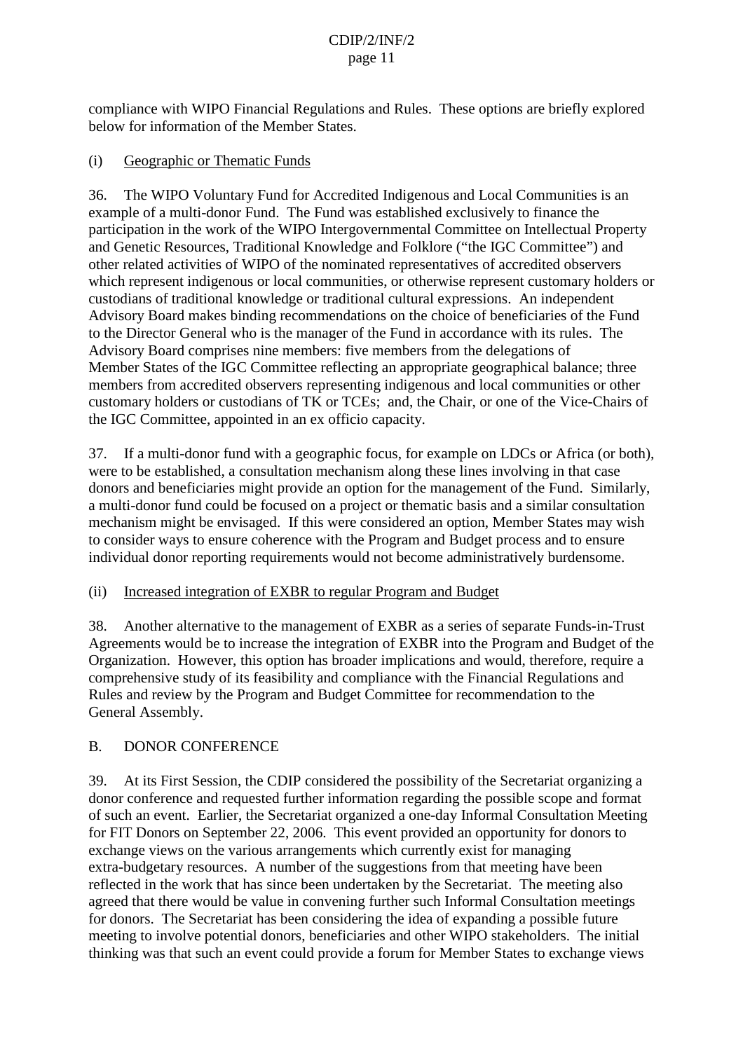compliance with WIPO Financial Regulations and Rules. These options are briefly explored below for information of the Member States.

(i) Geographic or Thematic Funds

36. The WIPO Voluntary Fund for Accredited Indigenous and Local Communities is an example of a multi-donor Fund. The Fund was established exclusively to finance the participation in the work of the WIPO Intergovernmental Committee on Intellectual Property and Genetic Resources, Traditional Knowledge and Folklore ("the IGC Committee") and other related activities of WIPO of the nominated representatives of accredited observers which represent indigenous or local communities, or otherwise represent customary holders or custodians of traditional knowledge or traditional cultural expressions. An independent Advisory Board makes binding recommendations on the choice of beneficiaries of the Fund to the Director General who is the manager of the Fund in accordance with its rules. The Advisory Board comprises nine members: five members from the delegations of Member States of the IGC Committee reflecting an appropriate geographical balance; three members from accredited observers representing indigenous and local communities or other customary holders or custodians of TK or TCEs; and, the Chair, or one of the Vice-Chairs of the IGC Committee, appointed in an ex officio capacity.

37. If a multi-donor fund with a geographic focus, for example on LDCs or Africa (or both), were to be established, a consultation mechanism along these lines involving in that case donors and beneficiaries might provide an option for the management of the Fund. Similarly, a multi-donor fund could be focused on a project or thematic basis and a similar consultation mechanism might be envisaged. If this were considered an option, Member States may wish to consider ways to ensure coherence with the Program and Budget process and to ensure individual donor reporting requirements would not become administratively burdensome.

(ii) Increased integration of EXBR to regular Program and Budget

38. Another alternative to the management of EXBR as a series of separate Funds-in-Trust Agreements would be to increase the integration of EXBR into the Program and Budget of the Organization. However, this option has broader implications and would, therefore, require a comprehensive study of its feasibility and compliance with the Financial Regulations and Rules and review by the Program and Budget Committee for recommendation to the General Assembly.

B. DONOR CONFERENCE

39. At its First Session, the CDIP considered the possibility of the Secretariat organizing a donor conference and requested further information regarding the possible scope and format of such an event. Earlier, the Secretariat organized a one-day Informal Consultation Meeting for FIT Donors on September 22, 2006. This event provided an opportunity for donors to exchange views on the various arrangements which currently exist for managing extra-budgetary resources. A number of the suggestions from that meeting have been reflected in the work that has since been undertaken by the Secretariat. The meeting also agreed that there would be value in convening further such Informal Consultation meetings for donors. The Secretariat has been considering the idea of expanding a possible future meeting to involve potential donors, beneficiaries and other WIPO stakeholders. The initial thinking was that such an event could provide a forum for Member States to exchange views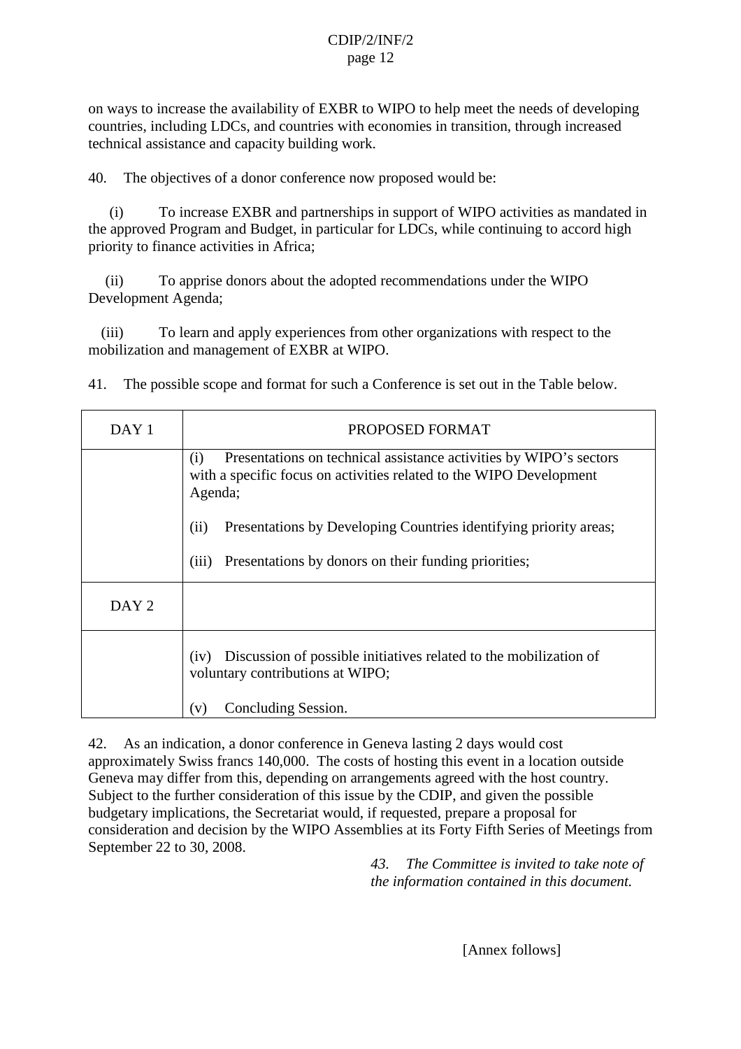on ways to increase the availability of EXBR to WIPO to help meet the needs of developing countries, including LDCs, and countries with economies in transition, through increased technical assistance and capacity building work.

40. The objectives of a donor conference now proposed would be:

(i) To increase EXBR and partnerships in support of WIPO activities as mandated in the approved Program and Budget, in particular for LDCs, while continuing to accord high priority to finance activities in Africa;

(ii) To apprise donors about the adopted recommendations under the WIPO Development Agenda;

(iii) To learn and apply experiences from other organizations with respect to the mobilization and management of EXBR at WIPO.

41. The possible scope and format for such a Conference is set out in the Table below.

| DAY 1 | PROPOSED FORMAT |
|---|---|
| | (i) Presentations on technical assistance activities by WIPO's sectors with a specific focus on activities related to the WIPO Development Agenda;<br><br>(ii) Presentations by Developing Countries identifying priority areas;<br><br>(iii) Presentations by donors on their funding priorities; |
| DAY 2 | |
| | (iv) Discussion of possible initiatives related to the mobilization of voluntary contributions at WIPO;<br><br>(v) Concluding Session. |

42. As an indication, a donor conference in Geneva lasting 2 days would cost approximately Swiss francs 140,000. The costs of hosting this event in a location outside Geneva may differ from this, depending on arrangements agreed with the host country. Subject to the further consideration of this issue by the CDIP, and given the possible budgetary implications, the Secretariat would, if requested, prepare a proposal for consideration and decision by the WIPO Assemblies at its Forty Fifth Series of Meetings from September 22 to 30, 2008.

*43. The Committee is invited to take note of the information contained in this document.*

[Annex follows]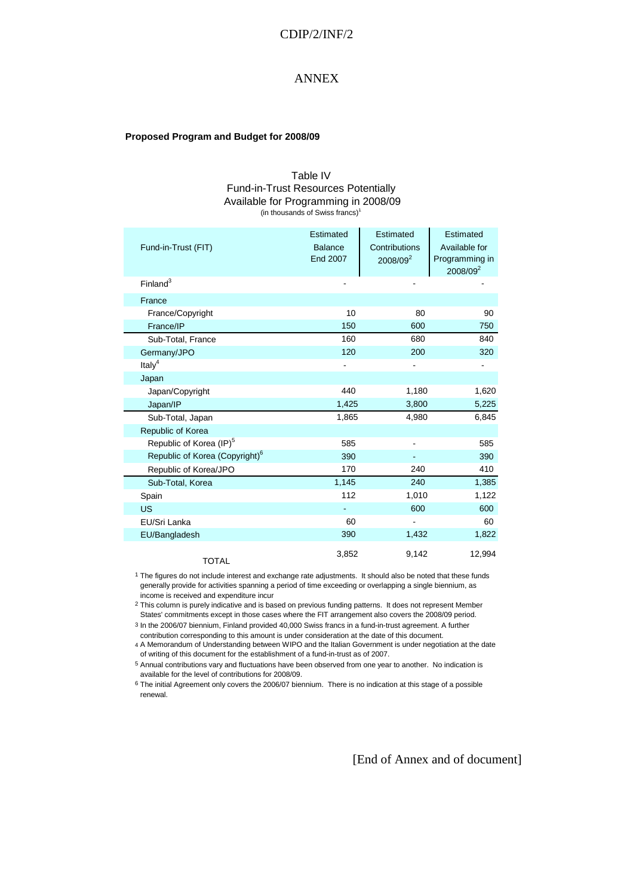# ANNEX

**Proposed Program and Budget for 2008/09**

Table IV
Fund-in-Trust Resources Potentially Available for Programming in 2008/09
(in thousands of Swiss francs)[1]

| Fund-in-Trust (FIT) | Estimated Balance End 2007 | Estimated Contributions 2008/09[2] | Estimated Available for Programming in 2008/09[2] |
|---|---|---|---|
| Finland[3] | - | - | - |
| France | | | |
| France/Copyright | 10 | 80 | 90 |
| France/IP | 150 | 600 | 750 |
| Sub-Total, France | 160 | 680 | 840 |
| Germany/JPO | 120 | 200 | 320 |
| Italy[4] | - | - | - |
| Japan | | | |
| Japan/Copyright | 440 | 1,180 | 1,620 |
| Japan/IP | 1,425 | 3,800 | 5,225 |
| Sub-Total, Japan | 1,865 | 4,980 | 6,845 |
| Republic of Korea | | | |
| Republic of Korea (IP)[5] | 585 | - | 585 |
| Republic of Korea (Copyright)[6] | 390 | - | 390 |
| Republic of Korea/JPO | 170 | 240 | 410 |
| Sub-Total, Korea | 1,145 | 240 | 1,385 |
| Spain | 112 | 1,010 | 1,122 |
| US | - | 600 | 600 |
| EU/Sri Lanka | 60 | - | 60 |
| EU/Bangladesh | 390 | 1,432 | 1,822 |
| TOTAL | 3,852 | 9,142 | 12,994 |

[1] The figures do not include interest and exchange rate adjustments. It should also be noted that these funds generally provide for activities spanning a period of time exceeding or overlapping a single biennium, as income is received and expenditure incur

[2] This column is purely indicative and is based on previous funding patterns. It does not represent Member States' commitments except in those cases where the FIT arrangement also covers the 2008/09 period.

[3] In the 2006/07 biennium, Finland provided 40,000 Swiss francs in a fund-in-trust agreement. A further contribution corresponding to this amount is under consideration at the date of this document.

[4] A Memorandum of Understanding between WIPO and the Italian Government is under negotiation at the date of writing of this document for the establishment of a fund-in-trust as of 2007.

[5] Annual contributions vary and fluctuations have been observed from one year to another. No indication is available for the level of contributions for 2008/09.

[6] The initial Agreement only covers the 2006/07 biennium. There is no indication at this stage of a possible renewal.

[End of Annex and of document]